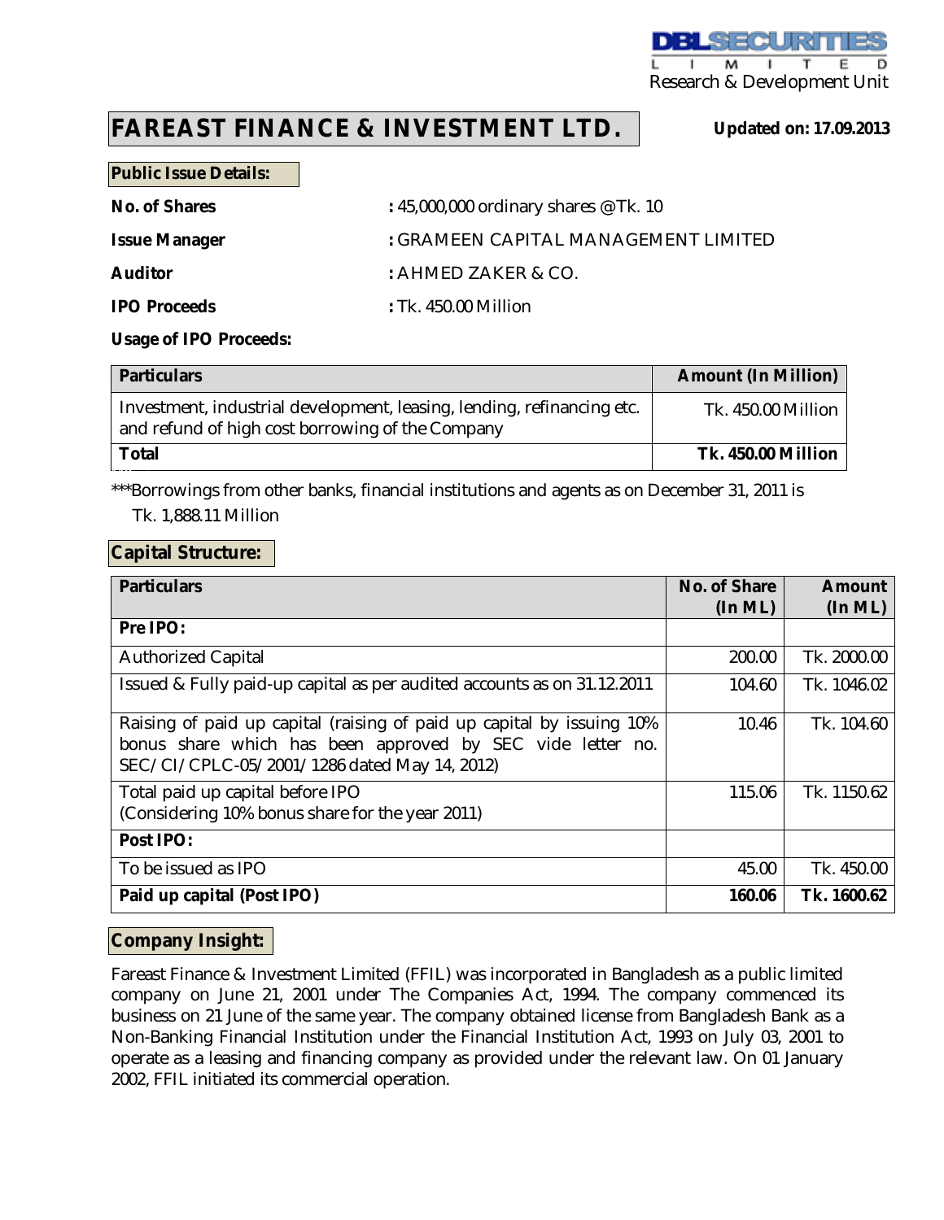# FAREAST FINANCE & INVESTMENT LTD.

**Updated on: 17.09.2013**

## Public Issue Details:

**No. of Shares** : 45,000,000 ordinary shares @Tk. 10

**Issue Manager** : GRAMEEN CAPITAL MANAGEMENT LIMITED

**Auditor** : AHMED ZAKER & CO.

**IPO Proceeds** : Tk. 450.00 Million

**Usage of IPO Proceeds:**

| Particulars | Amount (In Million) |
|---|---|
| Investment, industrial development, leasing, lending, refinancing etc. and refund of high cost borrowing of the Company | Tk. 450.00 Million |
| **Total** | **Tk. 450.00 Million** |

***Borrowings from other banks, financial institutions and agents as on December 31, 2011 is Tk. 1,888.11 Million

## Capital Structure:

| Particulars | No. of Share (In ML) | Amount (In ML) |
|---|---|---|
| **Pre IPO:** | | |
| Authorized Capital | 200.00 | Tk. 2000.00 |
| Issued & Fully paid-up capital as per audited accounts as on 31.12.2011 | 104.60 | Tk. 1046.02 |
| Raising of paid up capital (raising of paid up capital by issuing 10% bonus share which has been approved by SEC vide letter no. SEC/CI/CPLC-05/2001/1286 dated May 14, 2012) | 10.46 | Tk. 104.60 |
| Total paid up capital before IPO (Considering 10% bonus share for the year 2011) | 115.06 | Tk. 1150.62 |
| **Post IPO:** | | |
| To be issued as IPO | 45.00 | Tk. 450.00 |
| **Paid up capital (Post IPO)** | **160.06** | **Tk. 1600.62** |

## Company Insight:

Fareast Finance & Investment Limited (FFIL) was incorporated in Bangladesh as a public limited company on June 21, 2001 under The Companies Act, 1994. The company commenced its business on 21 June of the same year. The company obtained license from Bangladesh Bank as a Non-Banking Financial Institution under the Financial Institution Act, 1993 on July 03, 2001 to operate as a leasing and financing company as provided under the relevant law. On 01 January 2002, FFIL initiated its commercial operation.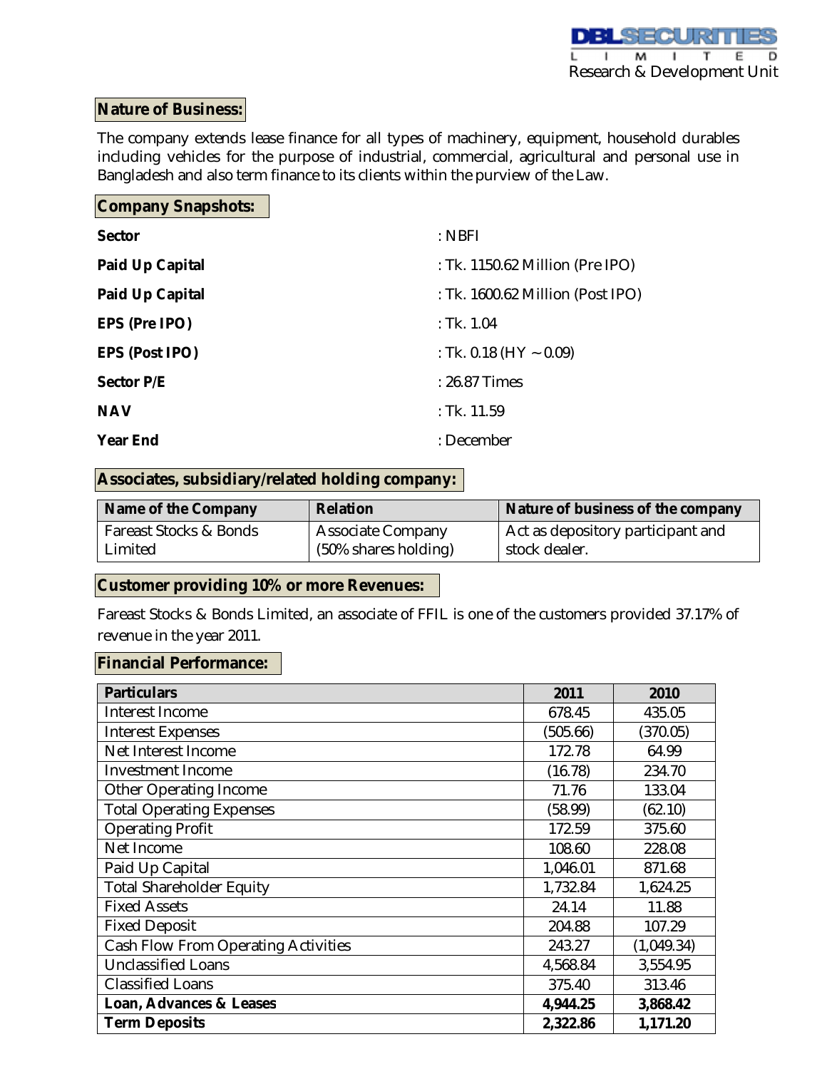## Nature of Business:

The company extends lease finance for all types of machinery, equipment, household durables including vehicles for the purpose of industrial, commercial, agricultural and personal use in Bangladesh and also term finance to its clients within the purview of the Law.

## Company Snapshots:

| | |
|---|---|
| **Sector** | : NBFI |
| **Paid Up Capital** | : Tk. 1150.62 Million (Pre IPO) |
| **Paid Up Capital** | : Tk. 1600.62 Million (Post IPO) |
| **EPS (Pre IPO)** | : Tk. 1.04 |
| **EPS (Post IPO)** | : Tk. 0.18 (HY ~ 0.09) |
| **Sector P/E** | : 26.87 Times |
| **NAV** | : Tk. 11.59 |
| **Year End** | : December |

## Associates, subsidiary/related holding company:

| Name of the Company | Relation | Nature of business of the company |
|---|---|---|
| Fareast Stocks & Bonds Limited | Associate Company (50% shares holding) | Act as depository participant and stock dealer. |

## Customer providing 10% or more Revenues:

Fareast Stocks & Bonds Limited, an associate of FFIL is one of the customers provided 37.17% of revenue in the year 2011.

## Financial Performance:

| Particulars | 2011 | 2010 |
|---|---|---|
| Interest Income | 678.45 | 435.05 |
| Interest Expenses | (505.66) | (370.05) |
| Net Interest Income | 172.78 | 64.99 |
| Investment Income | (16.78) | 234.70 |
| Other Operating Income | 71.76 | 133.04 |
| Total Operating Expenses | (58.99) | (62.10) |
| Operating Profit | 172.59 | 375.60 |
| Net Income | 108.60 | 228.08 |
| Paid Up Capital | 1,046.01 | 871.68 |
| Total Shareholder Equity | 1,732.84 | 1,624.25 |
| Fixed Assets | 24.14 | 11.88 |
| Fixed Deposit | 204.88 | 107.29 |
| Cash Flow From Operating Activities | 243.27 | (1,049.34) |
| Unclassified Loans | 4,568.84 | 3,554.95 |
| Classified Loans | 375.40 | 313.46 |
| **Loan, Advances & Leases** | **4,944.25** | **3,868.42** |
| **Term Deposits** | **2,322.86** | **1,171.20** |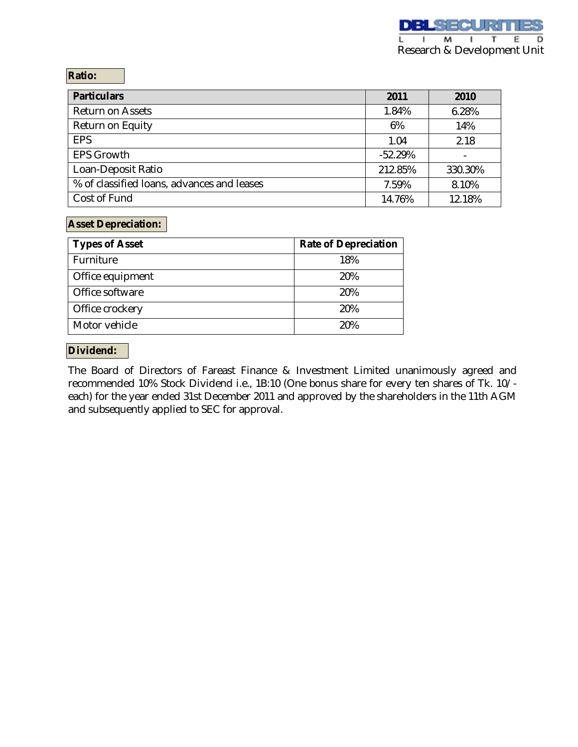**Ratio:**

| Particulars | 2011 | 2010 |
|---|---|---|
| Return on Assets | 1.84% | 6.28% |
| Return on Equity | 6% | 14% |
| EPS | 1.04 | 2.18 |
| EPS Growth | -52.29% | - |
| Loan-Deposit Ratio | 212.85% | 330.30% |
| % of classified loans, advances and leases | 7.59% | 8.10% |
| Cost of Fund | 14.76% | 12.18% |

**Asset Depreciation:**

| Types of Asset | Rate of Depreciation |
|---|---|
| Furniture | 18% |
| Office equipment | 20% |
| Office software | 20% |
| Office crockery | 20% |
| Motor vehicle | 20% |

**Dividend:**

The Board of Directors of Fareast Finance & Investment Limited unanimously agreed and recommended 10% Stock Dividend i.e., 1B:10 (One bonus share for every ten shares of Tk. 10/- each) for the year ended 31st December 2011 and approved by the shareholders in the 11th AGM and subsequently applied to SEC for approval.